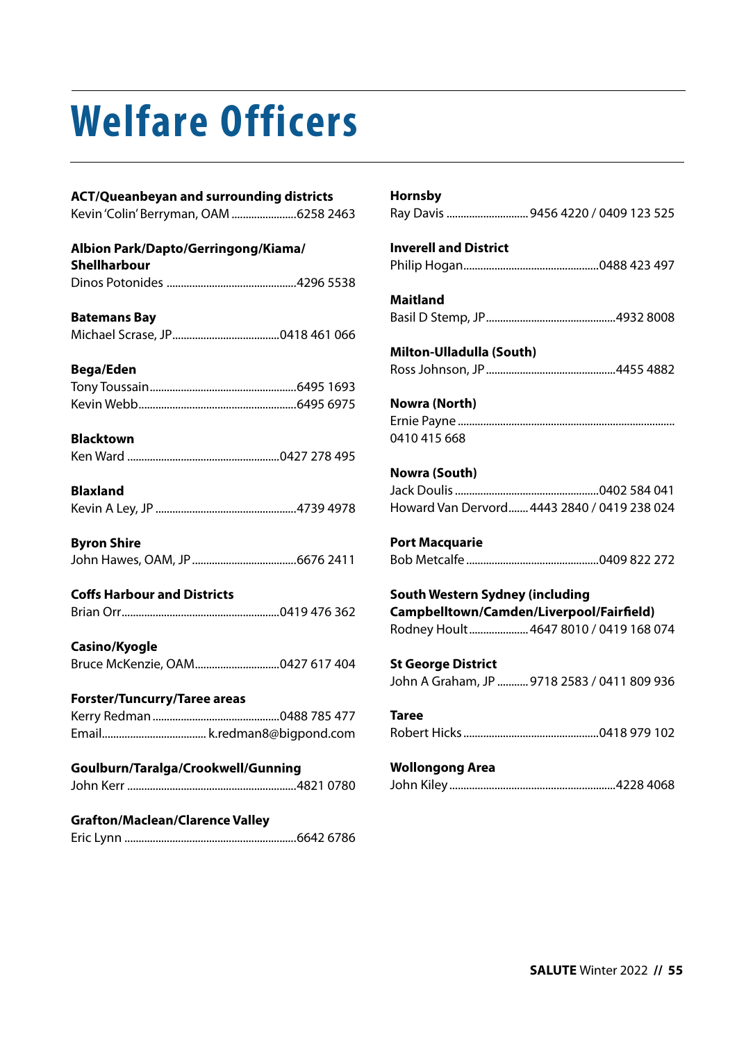# Welfare Officers

**ACT/Queanbeyan and surrounding districts**
Kevin 'Colin' Berryman, OAM ........................6258 2463

**Albion Park/Dapto/Gerringong/Kiama/ Shellharbour**
Dinos Potonides ..............................................4296 5538

**Batemans Bay**
Michael Scrase, JP......................................0418 461 066

**Bega/Eden**
Tony Toussain....................................................6495 1693
Kevin Webb........................................................6495 6975

**Blacktown**
Ken Ward ......................................................0427 278 495

**Blaxland**
Kevin A Ley, JP ..................................................4739 4978

**Byron Shire**
John Hawes, OAM, JP.....................................6676 2411

**Coffs Harbour and Districts**
Brian Orr........................................................0419 476 362

**Casino/Kyogle**
Bruce McKenzie, OAM..............................0427 617 404

**Forster/Tuncurry/Taree areas**
Kerry Redman .............................................0488 785 477
Email..................................... k.redman8@bigpond.com

**Goulburn/Taralga/Crookwell/Gunning**
John Kerr ............................................................4821 0780

**Grafton/Maclean/Clarence Valley**
Eric Lynn .............................................................6642 6786

**Hornsby**
Ray Davis ............................ 9456 4220 / 0409 123 525

**Inverell and District**
Philip Hogan................................................0488 423 497

**Maitland**
Basil D Stemp, JP..............................................4932 8008

**Milton-Ulladulla (South)**
Ross Johnson, JP ..............................................4455 4882

**Nowra (North)**
Ernie Payne ............................................................................
0410 415 668

**Nowra (South)**
Jack Doulis ...................................................0402 584 041
Howard Van Dervord....... 4443 2840 / 0419 238 024

**Port Macquarie**
Bob Metcalfe ...............................................0409 822 272

**South Western Sydney (including Campbelltown/Camden/Liverpool/Fairfield)**
Rodney Hoult..................... 4647 8010 / 0419 168 074

**St George District**
John A Graham, JP ........... 9718 2583 / 0411 809 936

**Taree**
Robert Hicks ................................................0418 979 102

**Wollongong Area**
John Kiley ...........................................................4228 4068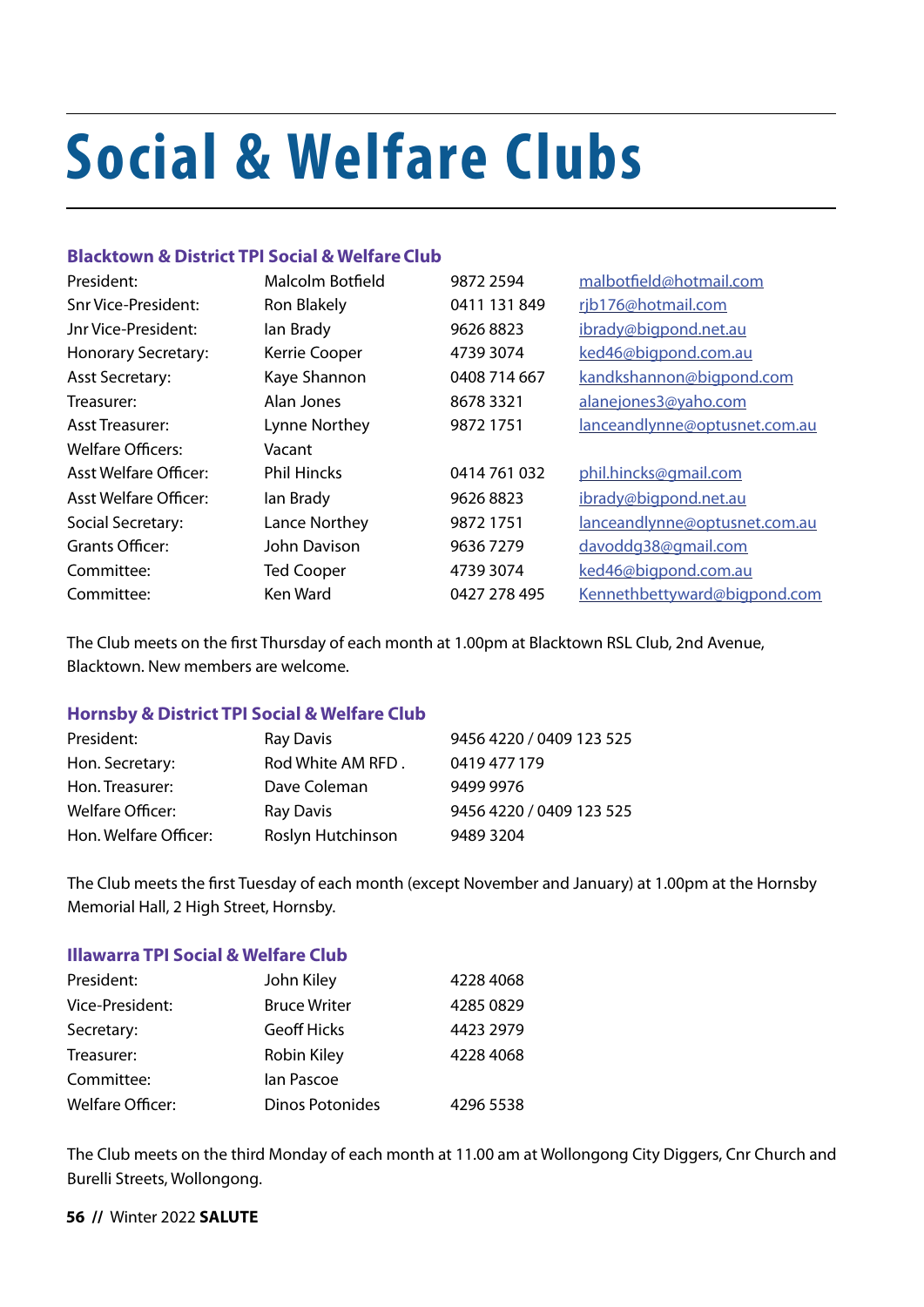# Social & Welfare Clubs

### Blacktown & District TPI Social & Welfare Club

| | | | |
|---|---|---|---|
| President: | Malcolm Botfield | 9872 2594 | malbotfield@hotmail.com |
| Snr Vice-President: | Ron Blakely | 0411 131 849 | rjb176@hotmail.com |
| Jnr Vice-President: | Ian Brady | 9626 8823 | ibrady@bigpond.net.au |
| Honorary Secretary: | Kerrie Cooper | 4739 3074 | ked46@bigpond.com.au |
| Asst Secretary: | Kaye Shannon | 0408 714 667 | kandkshannon@bigpond.com |
| Treasurer: | Alan Jones | 8678 3321 | alanejones3@yaho.com |
| Asst Treasurer: | Lynne Northey | 9872 1751 | lanceandlynne@optusnet.com.au |
| Welfare Officers: | Vacant | | |
| Asst Welfare Officer: | Phil Hincks | 0414 761 032 | phil.hincks@gmail.com |
| Asst Welfare Officer: | Ian Brady | 9626 8823 | ibrady@bigpond.net.au |
| Social Secretary: | Lance Northey | 9872 1751 | lanceandlynne@optusnet.com.au |
| Grants Officer: | John Davison | 9636 7279 | davoddg38@gmail.com |
| Committee: | Ted Cooper | 4739 3074 | ked46@bigpond.com.au |
| Committee: | Ken Ward | 0427 278 495 | Kennethbettyward@bigpond.com |

The Club meets on the first Thursday of each month at 1.00pm at Blacktown RSL Club, 2nd Avenue, Blacktown. New members are welcome.

### Hornsby & District TPI Social & Welfare Club

| | | |
|---|---|---|
| President: | Ray Davis | 9456 4220 / 0409 123 525 |
| Hon. Secretary: | Rod White AM RFD . | 0419 477 179 |
| Hon. Treasurer: | Dave Coleman | 9499 9976 |
| Welfare Officer: | Ray Davis | 9456 4220 / 0409 123 525 |
| Hon. Welfare Officer: | Roslyn Hutchinson | 9489 3204 |

The Club meets the first Tuesday of each month (except November and January) at 1.00pm at the Hornsby Memorial Hall, 2 High Street, Hornsby.

### Illawarra TPI Social & Welfare Club

| | | |
|---|---|---|
| President: | John Kiley | 4228 4068 |
| Vice-President: | Bruce Writer | 4285 0829 |
| Secretary: | Geoff Hicks | 4423 2979 |
| Treasurer: | Robin Kiley | 4228 4068 |
| Committee: | Ian Pascoe | |
| Welfare Officer: | Dinos Potonides | 4296 5538 |

The Club meets on the third Monday of each month at 11.00 am at Wollongong City Diggers, Cnr Church and Burelli Streets, Wollongong.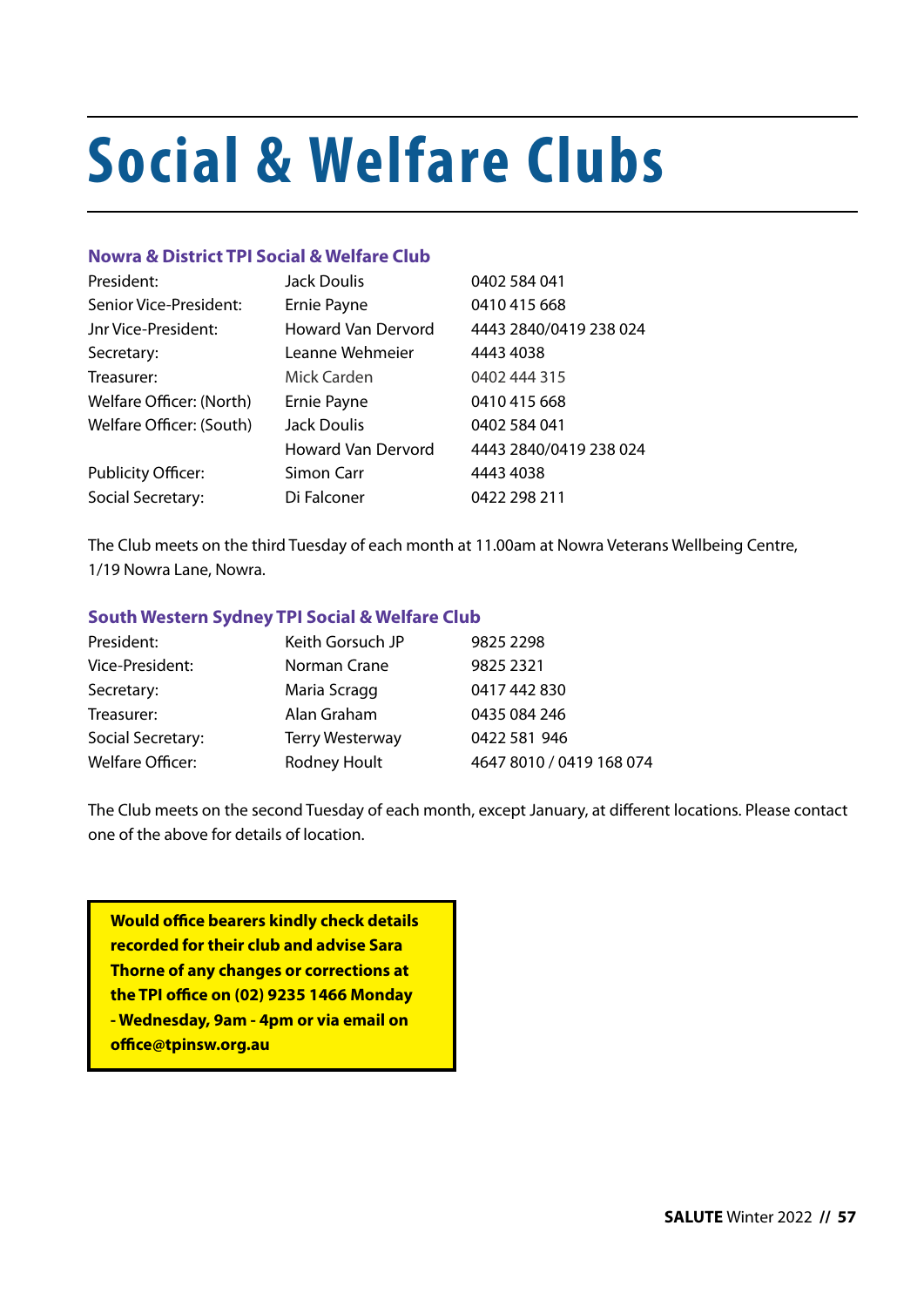# Social & Welfare Clubs

### Nowra & District TPI Social & Welfare Club

| | | |
|---|---|---|
| President: | Jack Doulis | 0402 584 041 |
| Senior Vice-President: | Ernie Payne | 0410 415 668 |
| Jnr Vice-President: | Howard Van Dervord | 4443 2840/0419 238 024 |
| Secretary: | Leanne Wehmeier | 4443 4038 |
| Treasurer: | Mick Carden | 0402 444 315 |
| Welfare Officer: (North) | Ernie Payne | 0410 415 668 |
| Welfare Officer: (South) | Jack Doulis | 0402 584 041 |
| | Howard Van Dervord | 4443 2840/0419 238 024 |
| Publicity Officer: | Simon Carr | 4443 4038 |
| Social Secretary: | Di Falconer | 0422 298 211 |

The Club meets on the third Tuesday of each month at 11.00am at Nowra Veterans Wellbeing Centre, 1/19 Nowra Lane, Nowra.

### South Western Sydney TPI Social & Welfare Club

| | | |
|---|---|---|
| President: | Keith Gorsuch JP | 9825 2298 |
| Vice-President: | Norman Crane | 9825 2321 |
| Secretary: | Maria Scragg | 0417 442 830 |
| Treasurer: | Alan Graham | 0435 084 246 |
| Social Secretary: | Terry Westerway | 0422 581 946 |
| Welfare Officer: | Rodney Hoult | 4647 8010 / 0419 168 074 |

The Club meets on the second Tuesday of each month, except January, at different locations. Please contact one of the above for details of location.

**Would office bearers kindly check details recorded for their club and advise Sara Thorne of any changes or corrections at the TPI office on (02) 9235 1466 Monday - Wednesday, 9am - 4pm or via email on office@tpinsw.org.au**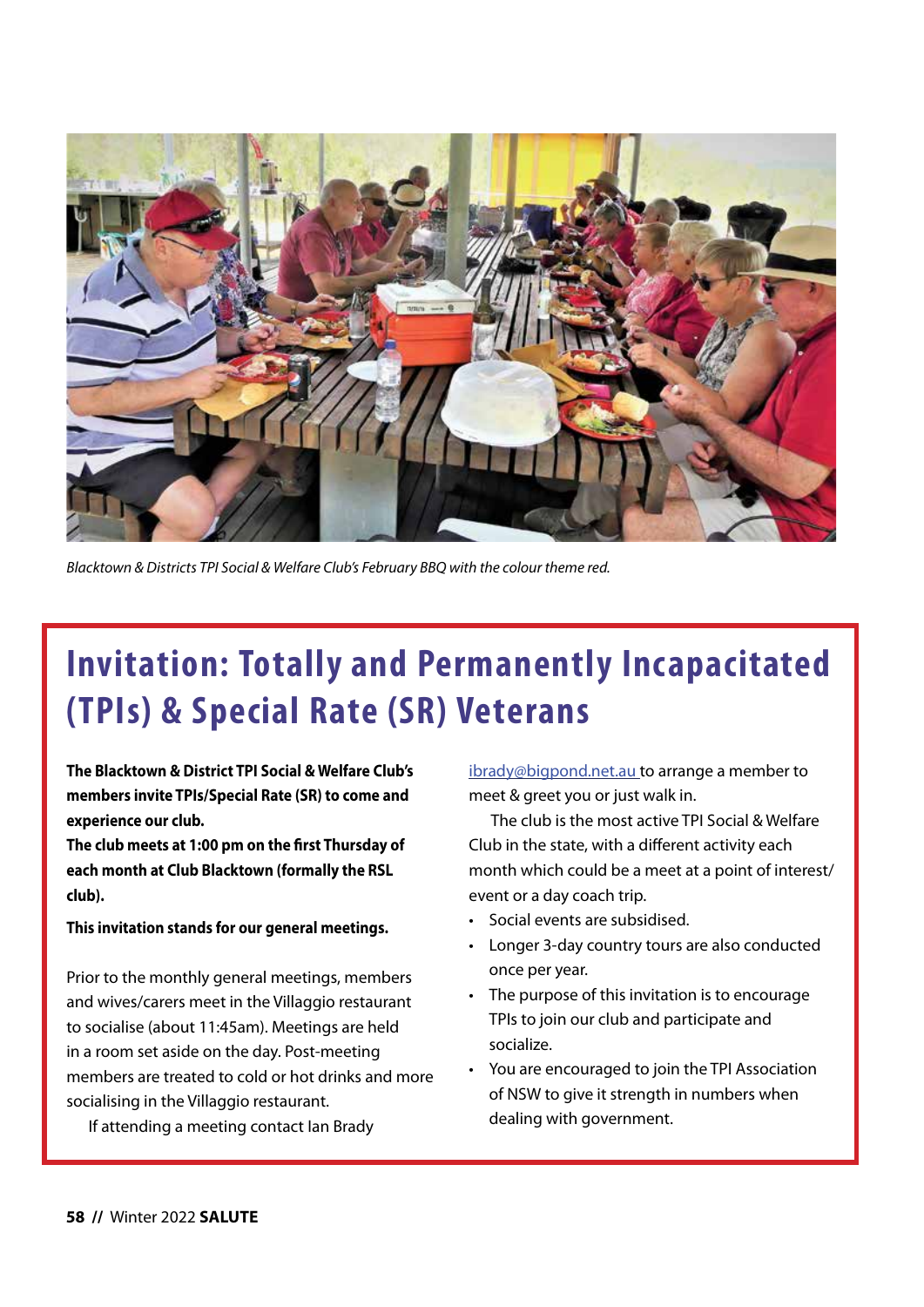*Blacktown & Districts TPI Social & Welfare Club's February BBQ with the colour theme red.*

# Invitation: Totally and Permanently Incapacitated (TPIs) & Special Rate (SR) Veterans

**The Blacktown & District TPI Social & Welfare Club's members invite TPIs/Special Rate (SR) to come and experience our club.**

**The club meets at 1:00 pm on the first Thursday of each month at Club Blacktown (formally the RSL club).**

**This invitation stands for our general meetings.**

Prior to the monthly general meetings, members and wives/carers meet in the Villaggio restaurant to socialise (about 11:45am). Meetings are held in a room set aside on the day. Post-meeting members are treated to cold or hot drinks and more socialising in the Villaggio restaurant.

If attending a meeting contact Ian Brady ibrady@bigpond.net.au to arrange a member to meet & greet you or just walk in.

The club is the most active TPI Social & Welfare Club in the state, with a different activity each month which could be a meet at a point of interest/ event or a day coach trip.

- Social events are subsidised.
- Longer 3-day country tours are also conducted once per year.
- The purpose of this invitation is to encourage TPIs to join our club and participate and socialize.
- You are encouraged to join the TPI Association of NSW to give it strength in numbers when dealing with government.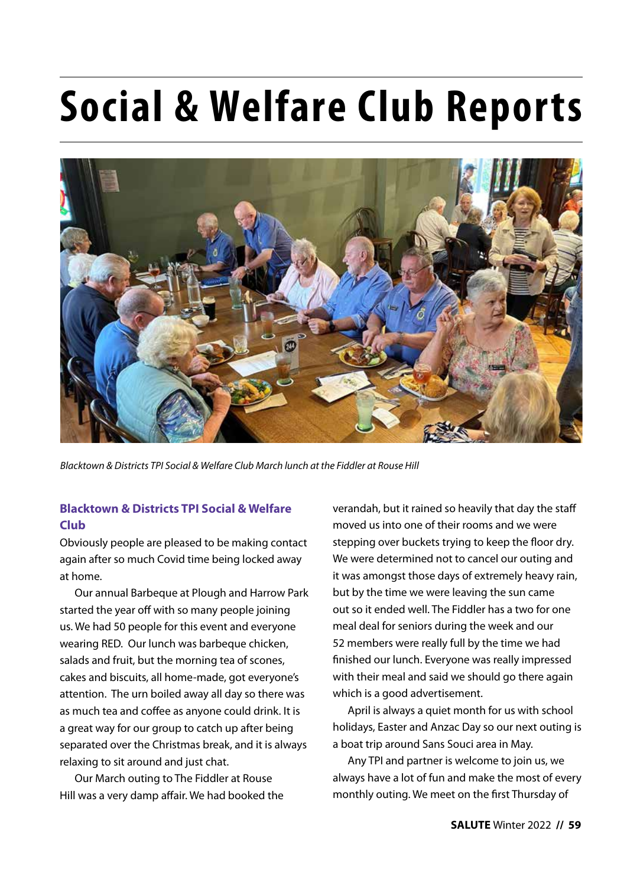# Social & Welfare Club Reports

*Blacktown & Districts TPI Social & Welfare Club March lunch at the Fiddler at Rouse Hill*

### Blacktown & Districts TPI Social & Welfare Club

Obviously people are pleased to be making contact again after so much Covid time being locked away at home.

Our annual Barbeque at Plough and Harrow Park started the year off with so many people joining us. We had 50 people for this event and everyone wearing RED. Our lunch was barbeque chicken, salads and fruit, but the morning tea of scones, cakes and biscuits, all home-made, got everyone's attention. The urn boiled away all day so there was as much tea and coffee as anyone could drink. It is a great way for our group to catch up after being separated over the Christmas break, and it is always relaxing to sit around and just chat.

Our March outing to The Fiddler at Rouse Hill was a very damp affair. We had booked the verandah, but it rained so heavily that day the staff moved us into one of their rooms and we were stepping over buckets trying to keep the floor dry. We were determined not to cancel our outing and it was amongst those days of extremely heavy rain, but by the time we were leaving the sun came out so it ended well. The Fiddler has a two for one meal deal for seniors during the week and our 52 members were really full by the time we had finished our lunch. Everyone was really impressed with their meal and said we should go there again which is a good advertisement.

April is always a quiet month for us with school holidays, Easter and Anzac Day so our next outing is a boat trip around Sans Souci area in May.

Any TPI and partner is welcome to join us, we always have a lot of fun and make the most of every monthly outing. We meet on the first Thursday of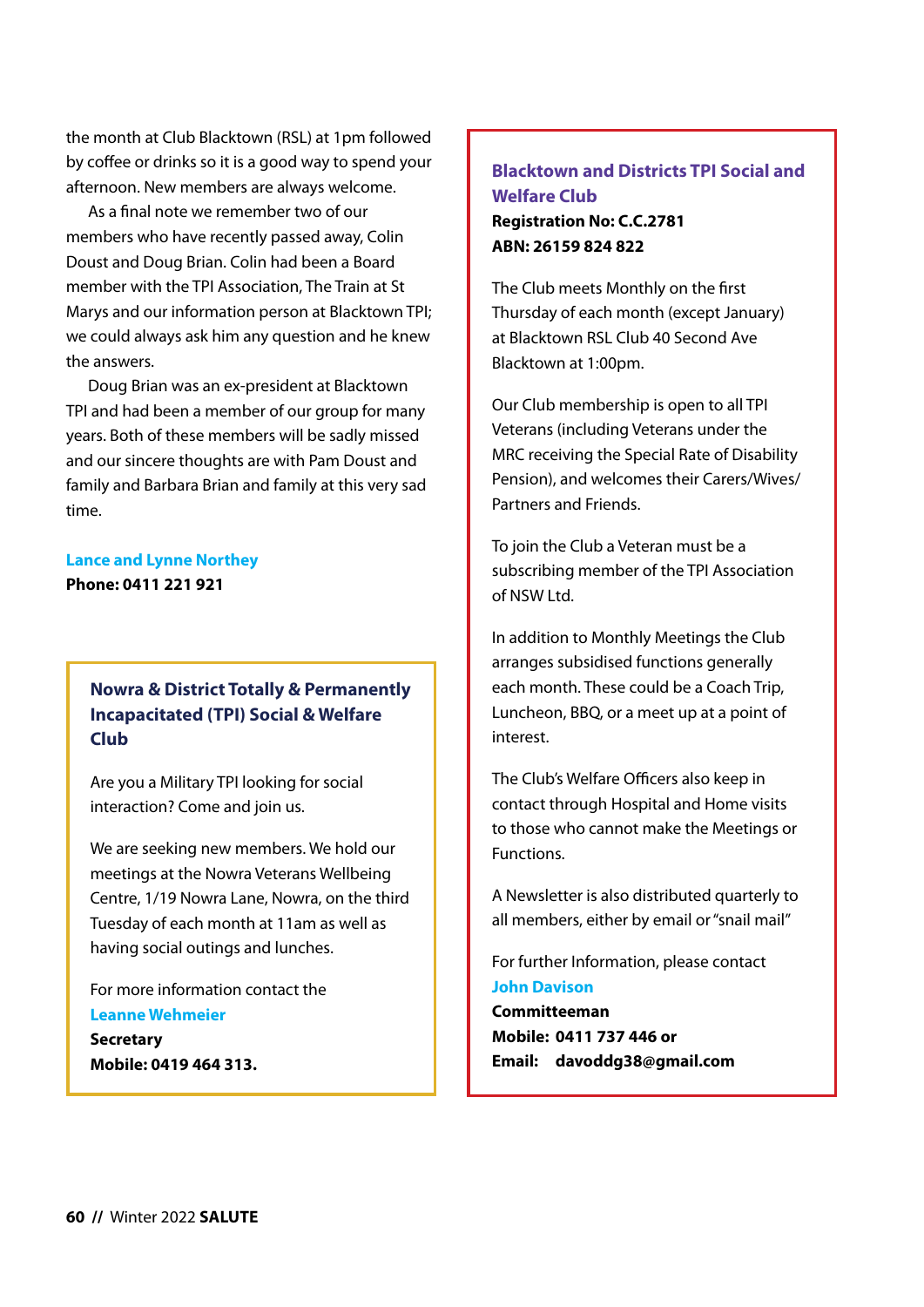the month at Club Blacktown (RSL) at 1pm followed by coffee or drinks so it is a good way to spend your afternoon. New members are always welcome.

As a final note we remember two of our members who have recently passed away, Colin Doust and Doug Brian. Colin had been a Board member with the TPI Association, The Train at St Marys and our information person at Blacktown TPI; we could always ask him any question and he knew the answers.

Doug Brian was an ex-president at Blacktown TPI and had been a member of our group for many years. Both of these members will be sadly missed and our sincere thoughts are with Pam Doust and family and Barbara Brian and family at this very sad time.

**Lance and Lynne Northey**
**Phone: 0411 221 921**

## Nowra & District Totally & Permanently Incapacitated (TPI) Social & Welfare Club

Are you a Military TPI looking for social interaction? Come and join us.

We are seeking new members. We hold our meetings at the Nowra Veterans Wellbeing Centre, 1/19 Nowra Lane, Nowra, on the third Tuesday of each month at 11am as well as having social outings and lunches.

For more information contact the
**Leanne Wehmeier**
**Secretary**
**Mobile: 0419 464 313.**

## Blacktown and Districts TPI Social and Welfare Club

**Registration No: C.C.2781**
**ABN: 26159 824 822**

The Club meets Monthly on the first Thursday of each month (except January) at Blacktown RSL Club 40 Second Ave Blacktown at 1:00pm.

Our Club membership is open to all TPI Veterans (including Veterans under the MRC receiving the Special Rate of Disability Pension), and welcomes their Carers/Wives/ Partners and Friends.

To join the Club a Veteran must be a subscribing member of the TPI Association of NSW Ltd.

In addition to Monthly Meetings the Club arranges subsidised functions generally each month. These could be a Coach Trip, Luncheon, BBQ, or a meet up at a point of interest.

The Club's Welfare Officers also keep in contact through Hospital and Home visits to those who cannot make the Meetings or Functions.

A Newsletter is also distributed quarterly to all members, either by email or "snail mail"

For further Information, please contact
**John Davison**
**Committeeman**
**Mobile: 0411 737 446 or**
**Email: davoddg38@gmail.com**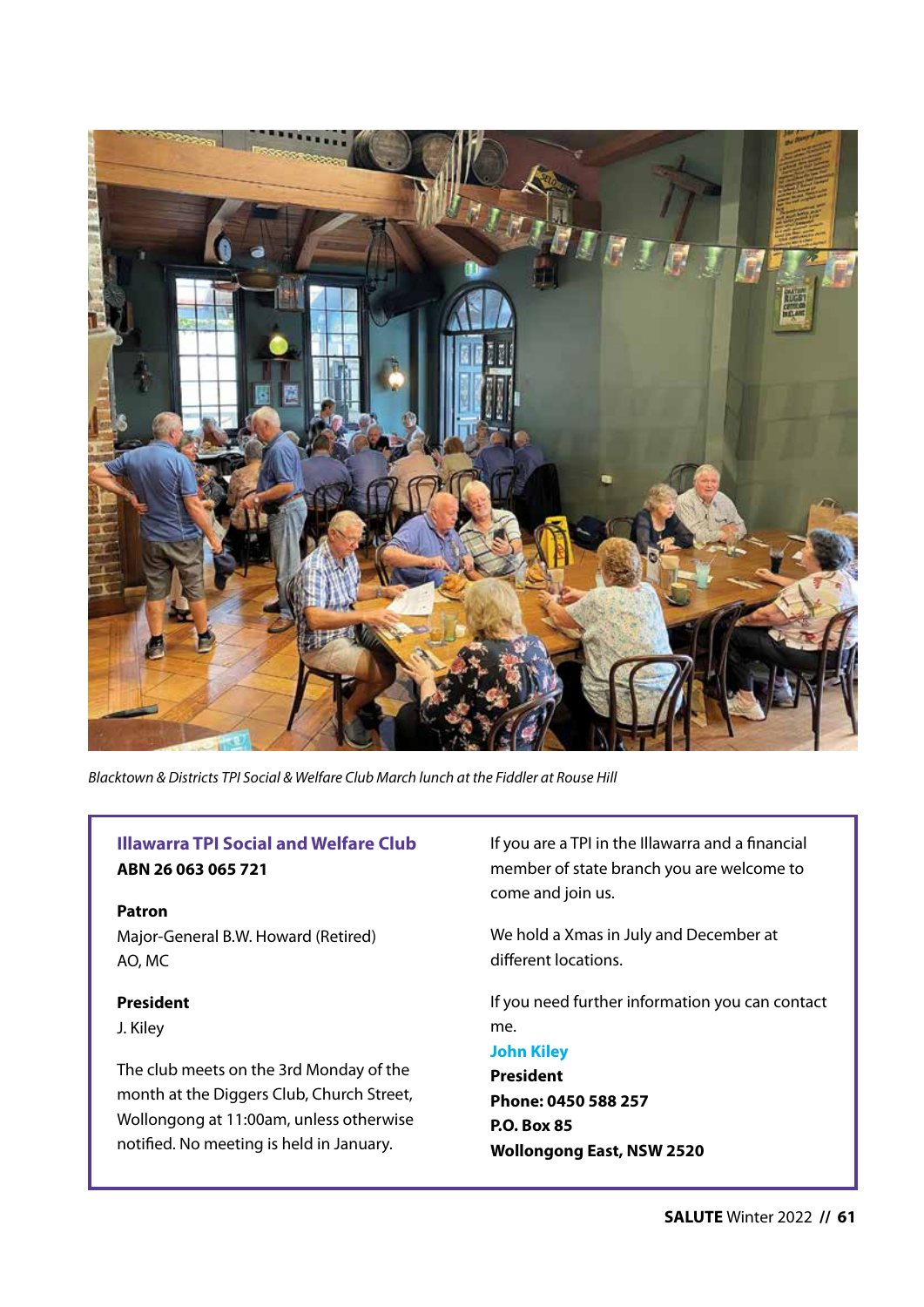*Blacktown & Districts TPI Social & Welfare Club March lunch at the Fiddler at Rouse Hill*

## Illawarra TPI Social and Welfare Club

**ABN 26 063 065 721**

**Patron**
Major-General B.W. Howard (Retired) AO, MC

**President**
J. Kiley

The club meets on the 3rd Monday of the month at the Diggers Club, Church Street, Wollongong at 11:00am, unless otherwise notified. No meeting is held in January.

If you are a TPI in the Illawarra and a financial member of state branch you are welcome to come and join us.

We hold a Xmas in July and December at different locations.

If you need further information you can contact me.

**John Kiley**
**President**
**Phone: 0450 588 257**
**P.O. Box 85**
**Wollongong East, NSW 2520**